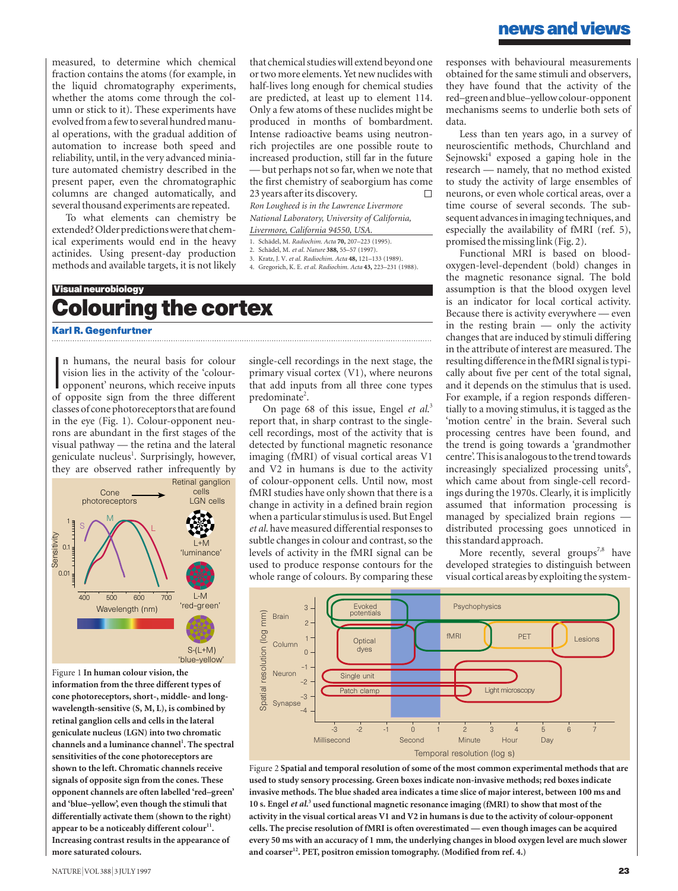measured, to determine which chemical fraction contains the atoms (for example, in the liquid chromatography experiments, whether the atoms come through the column or stick to it). These experiments have evolved from a few to several hundred manual operations, with the gradual addition of automation to increase both speed and reliability, until, in the very advanced miniature automated chemistry described in the present paper, even the chromatographic columns are changed automatically, and several thousand experiments are repeated.

To what elements can chemistry be extended? Older predictions were that chemical experiments would end in the heavy actinides. Using present-day production methods and available targets, it is not likely that chemical studies will extend beyond one or two more elements. Yet new nuclides with half-lives long enough for chemical studies are predicted, at least up to element 114. Only a few atoms of these nuclides might be produced in months of bombardment. Intense radioactive beams using neutron-rich projectiles are one possible route to increased production, still far in the future — but perhaps not so far, when we note that the first chemistry of seaborgium has come 23 years after its discovery. □

*Ron Lougheed is in the Lawrence Livermore National Laboratory, University of California, Livermore, California 94550, USA.*

1. Schädel, M. *Radiochim. Acta* **70,** 207–223 (1995).
2. Schädel, M. *et al. Nature* **388,** 55–57 (1997).
3. Kratz, J. V. *et al. Radiochim. Acta* **48,** 121–133 (1989).
4. Gregorich, K. E. *et al. Radiochim. Acta* **43,** 223–231 (1988).

**Visual neurobiology**

# Colouring the cortex

**Karl R. Gegenfurtner**

In humans, the neural basis for colour vision lies in the activity of the 'colour-opponent' neurons, which receive inputs of opposite sign from the three different classes of cone photoreceptors that are found in the eye (Fig. 1). Colour-opponent neurons are abundant in the first stages of the visual pathway — the retina and the lateral geniculate nucleus[1]. Surprisingly, however, they are observed rather infrequently by single-cell recordings in the next stage, the primary visual cortex (V1), where neurons that add inputs from all three cone types predominate[2].

On page 68 of this issue, Engel *et al.*[3] report that, in sharp contrast to the single-cell recordings, most of the activity that is detected by functional magnetic resonance imaging (fMRI) of visual cortical areas V1 and V2 in humans is due to the activity of colour-opponent cells. Until now, most fMRI studies have only shown that there is a change in activity in a defined brain region when a particular stimulus is used. But Engel *et al.* have measured differential responses to subtle changes in colour and contrast, so the levels of activity in the fMRI signal can be used to produce response contours for the whole range of colours. By comparing these responses with behavioural measurements obtained for the same stimuli and observers, they have found that the activity of the red–green and blue–yellow colour-opponent mechanisms seems to underlie both sets of data.

Less than ten years ago, in a survey of neuroscientific methods, Churchland and Sejnowski[4] exposed a gaping hole in the research — namely, that no method existed to study the activity of large ensembles of neurons, or even whole cortical areas, over a time course of several seconds. The subsequent advances in imaging techniques, and especially the availability of fMRI (ref. 5), promised the missing link (Fig. 2).

Functional MRI is based on blood-oxygen-level-dependent (bold) changes in the magnetic resonance signal. The bold assumption is that the blood oxygen level is an indicator for local cortical activity. Because there is activity everywhere — even in the resting brain — only the activity changes that are induced by stimuli differing in the attribute of interest are measured. The resulting difference in the fMRI signal is typically about five per cent of the total signal, and it depends on the stimulus that is used. For example, if a region responds differentially to a moving stimulus, it is tagged as the 'motion centre' in the brain. Several such processing centres have been found, and the trend is going towards a 'grandmother centre'. This is analogous to the trend towards increasingly specialized processing units[6], which came about from single-cell recordings during the 1970s. Clearly, it is implicitly assumed that information processing is managed by specialized brain regions — distributed processing goes unnoticed in this standard approach.

More recently, several groups[7,8] have developed strategies to distinguish between visual cortical areas by exploiting the system-

Figure 1 **In human colour vision, the information from the three different types of cone photoreceptors, short-, middle- and long-wavelength-sensitive (S, M, L), is combined by retinal ganglion cells and cells in the lateral geniculate nucleus (LGN) into two chromatic channels and a luminance channel[1]. The spectral sensitivities of the cone photoreceptors are shown to the left. Chromatic channels receive signals of opposite sign from the cones. These opponent channels are often labelled 'red–green' and 'blue–yellow', even though the stimuli that differentially activate them (shown to the right) appear to be a noticeably different colour[11]. Increasing contrast results in the appearance of more saturated colours.**

Figure 2 **Spatial and temporal resolution of some of the most common experimental methods that are used to study sensory processing. Green boxes indicate non-invasive methods; red boxes indicate invasive methods. The blue shaded area indicates a time slice of major interest, between 100 ms and 10 s. Engel *et al.*[3] used functional magnetic resonance imaging (fMRI) to show that most of the activity in the visual cortical areas V1 and V2 in humans is due to the activity of colour-opponent cells. The precise resolution of fMRI is often overestimated — even though images can be acquired every 50 ms with an accuracy of 1 mm, the underlying changes in blood oxygen level are much slower and coarser[12]. PET, positron emission tomography. (Modified from ref. 4.)**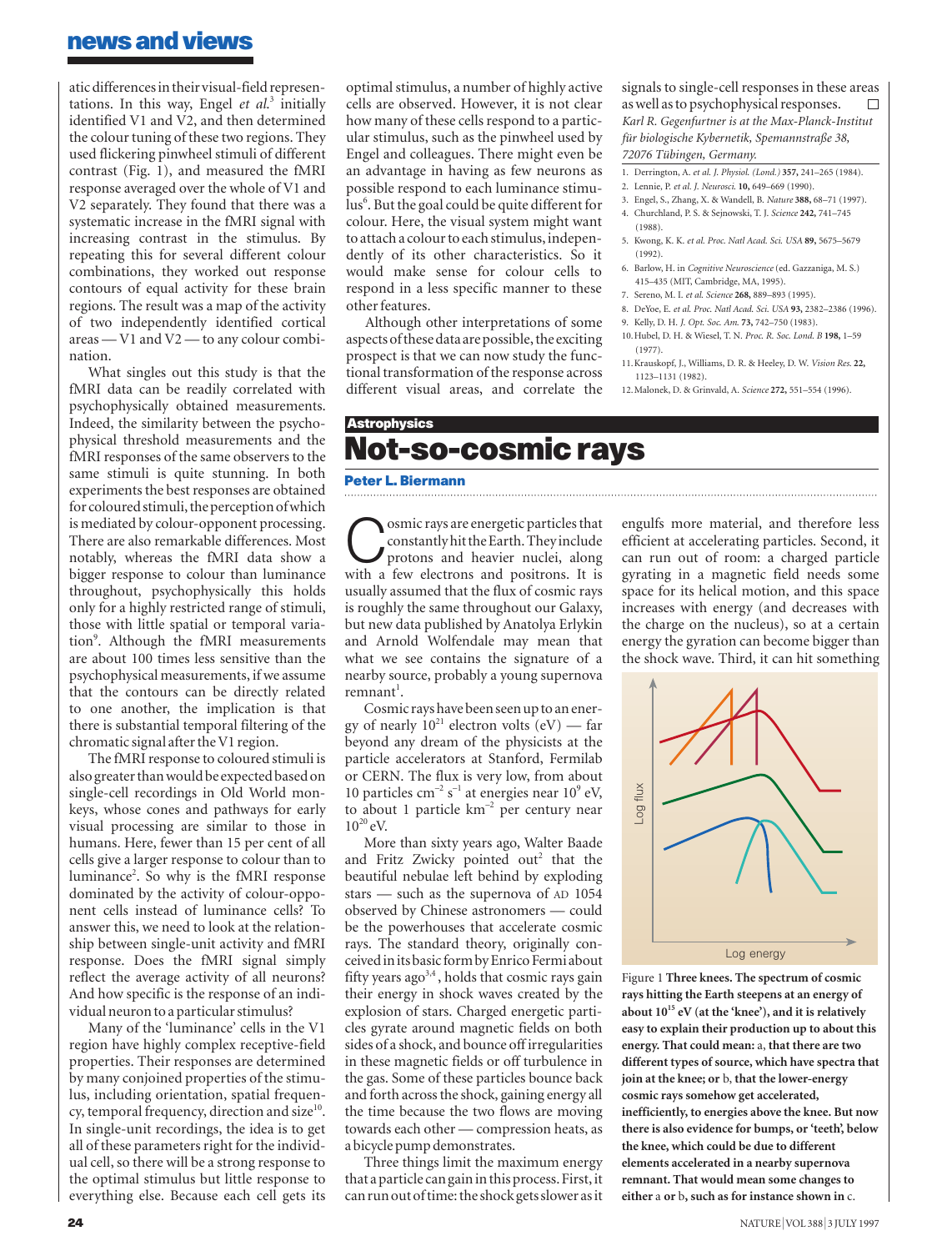atic differences in their visual-field representations. In this way, Engel *et al.*[3] initially identified V1 and V2, and then determined the colour tuning of these two regions. They used flickering pinwheel stimuli of different contrast (Fig. 1), and measured the fMRI response averaged over the whole of V1 and V2 separately. They found that there was a systematic increase in the fMRI signal with increasing contrast in the stimulus. By repeating this for several different colour combinations, they worked out response contours of equal activity for these brain regions. The result was a map of the activity of two independently identified cortical areas — V1 and V2 — to any colour combination.

What singles out this study is that the fMRI data can be readily correlated with psychophysically obtained measurements. Indeed, the similarity between the psychophysical threshold measurements and the fMRI responses of the same observers to the same stimuli is quite stunning. In both experiments the best responses are obtained for coloured stimuli, the perception of which is mediated by colour-opponent processing. There are also remarkable differences. Most notably, whereas the fMRI data show a bigger response to colour than luminance throughout, psychophysically this holds only for a highly restricted range of stimuli, those with little spatial or temporal variation[9]. Although the fMRI measurements are about 100 times less sensitive than the psychophysical measurements, if we assume that the contours can be directly related to one another, the implication is that there is substantial temporal filtering of the chromatic signal after the V1 region.

The fMRI response to coloured stimuli is also greater than would be expected based on single-cell recordings in Old World monkeys, whose cones and pathways for early visual processing are similar to those in humans. Here, fewer than 15 per cent of all cells give a larger response to colour than to luminance[2]. So why is the fMRI response dominated by the activity of colour-opponent cells instead of luminance cells? To answer this, we need to look at the relationship between single-unit activity and fMRI response. Does the fMRI signal simply reflect the average activity of all neurons? And how specific is the response of an individual neuron to a particular stimulus?

Many of the 'luminance' cells in the V1 region have highly complex receptive-field properties. Their responses are determined by many conjoined properties of the stimulus, including orientation, spatial frequency, temporal frequency, direction and size[10]. In single-unit recordings, the idea is to get all of these parameters right for the individual cell, so there will be a strong response to the optimal stimulus but little response to everything else. Because each cell gets its optimal stimulus, a number of highly active cells are observed. However, it is not clear how many of these cells respond to a particular stimulus, such as the pinwheel used by Engel and colleagues. There might even be an advantage in having as few neurons as possible respond to each luminance stimulus[6]. But the goal could be quite different for colour. Here, the visual system might want to attach a colour to each stimulus, independently of its other characteristics. So it would make sense for colour cells to respond in a less specific manner to these other features.

Although other interpretations of some aspects of these data are possible, the exciting prospect is that we can now study the functional transformation of the response across different visual areas, and correlate the signals to single-cell responses in these areas as well as to psychophysical responses. □

*Karl R. Gegenfurtner is at the Max-Planck-Institut für biologische Kybernetik, Spemannstraße 38, 72076 Tübingen, Germany.*

1. Derrington, A. *et al. J. Physiol. (Lond.)* **357,** 241–265 (1984).
2. Lennie, P. *et al. J. Neurosci.* **10,** 649–669 (1990).
3. Engel, S., Zhang, X. & Wandell, B. *Nature* **388,** 68–71 (1997).
4. Churchland, P. S. & Sejnowski, T. J. *Science* **242,** 741–745 (1988).
5. Kwong, K. K. *et al. Proc. Natl Acad. Sci. USA* **89,** 5675–5679 (1992).
6. Barlow, H. in *Cognitive Neuroscience* (ed. Gazzaniga, M. S.) 415–435 (MIT, Cambridge, MA, 1995).
7. Sereno, M. I. *et al. Science* **268,** 889–893 (1995).
8. DeYoe, E. *et al. Proc. Natl Acad. Sci. USA* **93,** 2382–2386 (1996).
9. Kelly, D. H. *J. Opt. Soc. Am.* **73,** 742–750 (1983).
10. Hubel, D. H. & Wiesel, T. N. *Proc. R. Soc. Lond. B* **198,** 1–59 (1977).
11. Krauskopf, J., Williams, D. R. & Heeley, D. W. *Vision Res.* **22,** 1123–1131 (1982).
12. Malonek, D. & Grinvald, A. *Science* **272,** 551–554 (1996).

## Astrophysics

# Not-so-cosmic rays

**Peter L. Biermann**

Cosmic rays are energetic particles that constantly hit the Earth. They include protons and heavier nuclei, along with a few electrons and positrons. It is usually assumed that the flux of cosmic rays is roughly the same throughout our Galaxy, but new data published by Anatolya Erlykin and Arnold Wolfendale may mean that what we see contains the signature of a nearby source, probably a young supernova remnant[1].

Cosmic rays have been seen up to an energy of nearly $10^{21}$ electron volts (eV) — far beyond any dream of the physicists at the particle accelerators at Stanford, Fermilab or CERN. The flux is very low, from about 10 particles $cm^{-2}$ $s^{-1}$ at energies near $10^{9}$ eV, to about 1 particle $km^{-2}$ per century near $10^{20}$ eV.

More than sixty years ago, Walter Baade and Fritz Zwicky pointed out[2] that the beautiful nebulae left behind by exploding stars — such as the supernova of AD 1054 observed by Chinese astronomers — could be the powerhouses that accelerate cosmic rays. The standard theory, originally conceived in its basic form by Enrico Fermi about fifty years ago[3,4], holds that cosmic rays gain their energy in shock waves created by the explosion of stars. Charged energetic particles gyrate around magnetic fields on both sides of a shock, and bounce off irregularities in these magnetic fields or off turbulence in the gas. Some of these particles bounce back and forth across the shock, gaining energy all the time because the two flows are moving towards each other — compression heats, as a bicycle pump demonstrates.

Three things limit the maximum energy that a particle can gain in this process. First, it can run out of time: the shock gets slower as it engulfs more material, and therefore less efficient at accelerating particles. Second, it can run out of room: a charged particle gyrating in a magnetic field needs some space for its helical motion, and this space increases with energy (and decreases with the charge on the nucleus), so at a certain energy the gyration can become bigger than the shock wave. Third, it can hit something

Log flux

Log energy

Figure 1 **Three knees. The spectrum of cosmic rays hitting the Earth steepens at an energy of about $10^{15}$ eV (at the 'knee'), and it is relatively easy to explain their production up to about this energy. That could mean:** a**, that there are two different types of source, which have spectra that join at the knee; or** b**, that the lower-energy cosmic rays somehow get accelerated, inefficiently, to energies above the knee. But now there is also evidence for bumps, or 'teeth', below the knee, which could be due to different elements accelerated in a nearby supernova remnant. That would mean some changes to either** a **or** b**, such as for instance shown in** c**.**